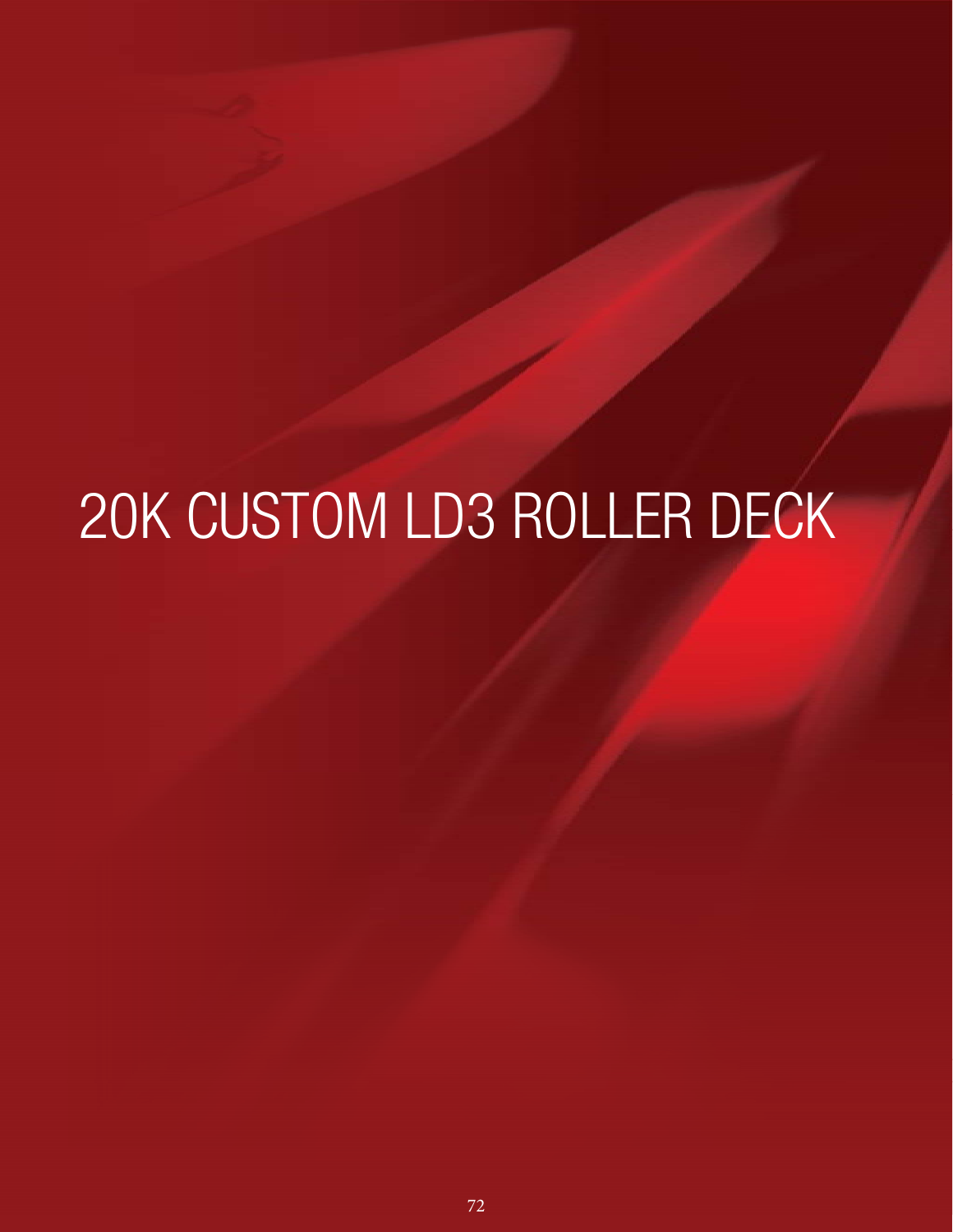# 20K CUSTOM LD3 ROLLER DECK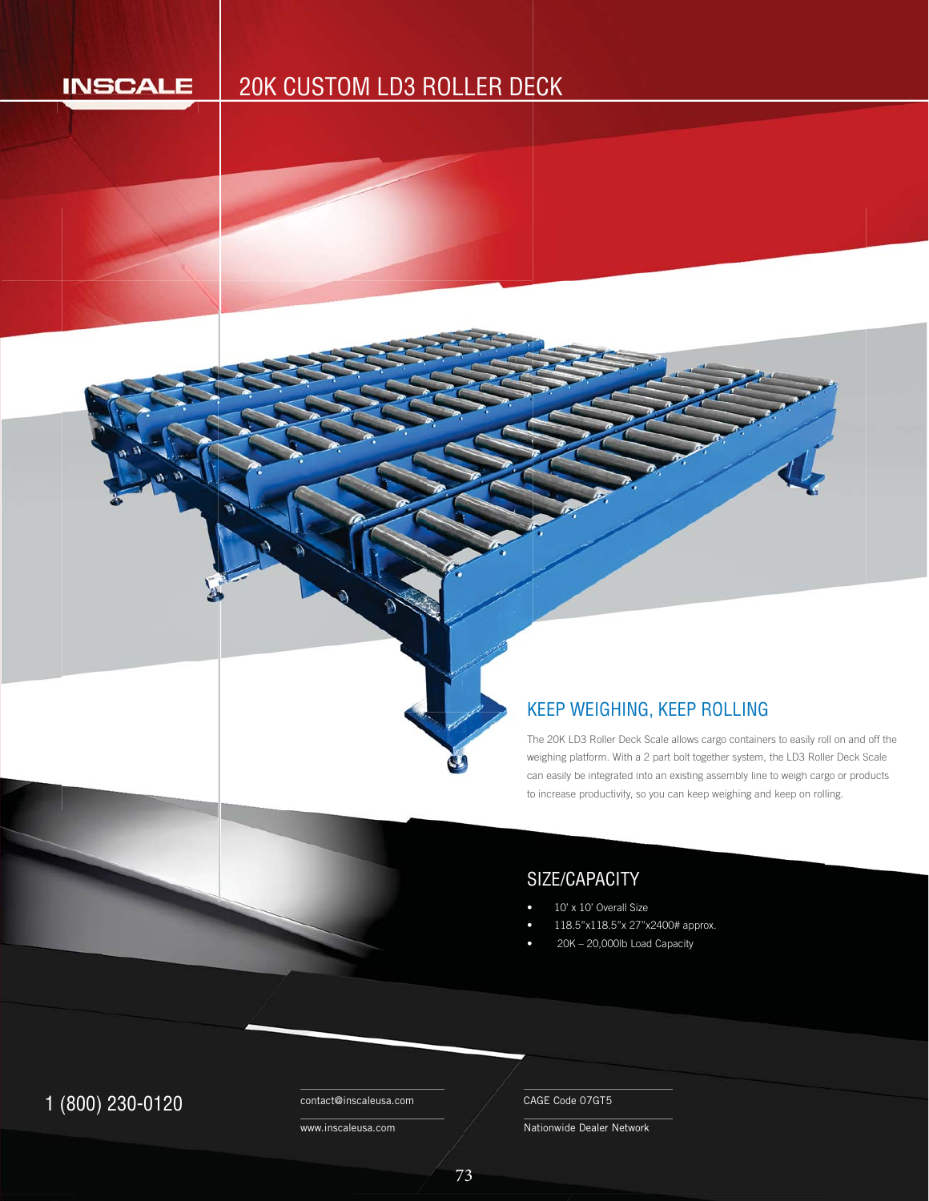INSCALE

# 20K CUSTOM LD3 ROLLER DECK

## KEEP WEIGHING, KEEP ROLLING

The 20K LD3 Roller Deck Scale allows cargo containers to easily roll on and off the weighing platform. With a 2 part bolt together system, the LD3 Roller Deck Scale can easily be integrated into an existing assembly line to weigh cargo or products to increase productivity, so you can keep weighing and keep on rolling.

## SIZE/CAPACITY

- 10' x 10' Overall Size
- 118.5"x118.5"x 27"x2400# approx.
- 20K – 20,000lb Load Capacity

1 (800) 230-0120

contact@inscaleusa.com

www.inscaleusa.com

CAGE Code 07GT5

Nationwide Dealer Network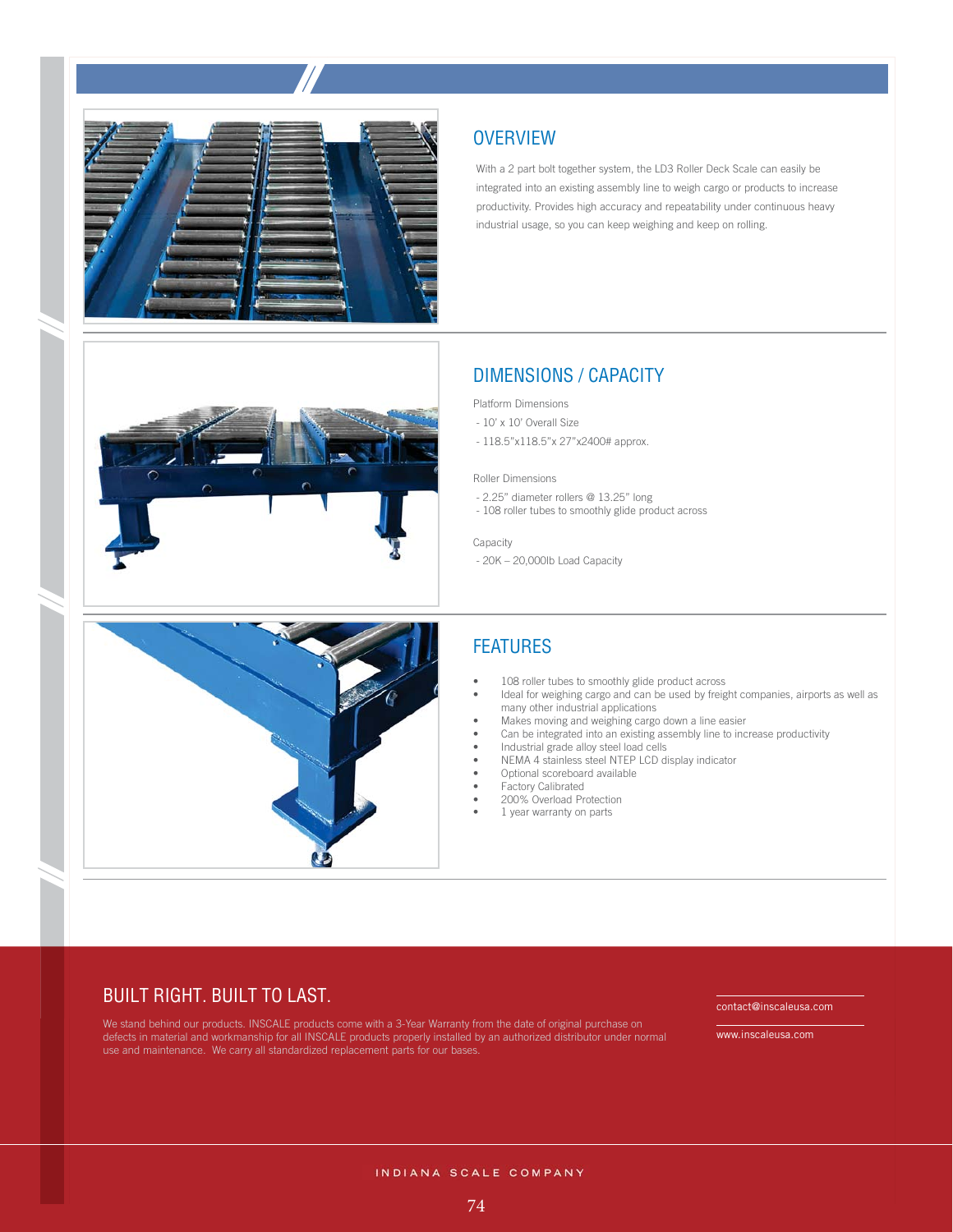## OVERVIEW

With a 2 part bolt together system, the LD3 Roller Deck Scale can easily be integrated into an existing assembly line to weigh cargo or products to increase productivity. Provides high accuracy and repeatability under continuous heavy industrial usage, so you can keep weighing and keep on rolling.

## DIMENSIONS / CAPACITY

Platform Dimensions

- 10' x 10' Overall Size
- 118.5"x118.5"x 27"x2400# approx.

Roller Dimensions

- 2.25" diameter rollers @ 13.25" long
- 108 roller tubes to smoothly glide product across

Capacity

- 20K – 20,000lb Load Capacity

## FEATURES

- 108 roller tubes to smoothly glide product across
- Ideal for weighing cargo and can be used by freight companies, airports as well as many other industrial applications
- Makes moving and weighing cargo down a line easier
- Can be integrated into an existing assembly line to increase productivity
- Industrial grade alloy steel load cells
- NEMA 4 stainless steel NTEP LCD display indicator
- Optional scoreboard available
- Factory Calibrated
- 200% Overload Protection
- 1 year warranty on parts

## BUILT RIGHT. BUILT TO LAST.

We stand behind our products. INSCALE products come with a 3-Year Warranty from the date of original purchase on defects in material and workmanship for all INSCALE products properly installed by an authorized distributor under normal use and maintenance. We carry all standardized replacement parts for our bases.

contact@inscaleusa.com

www.inscaleusa.com

INDIANA SCALE COMPANY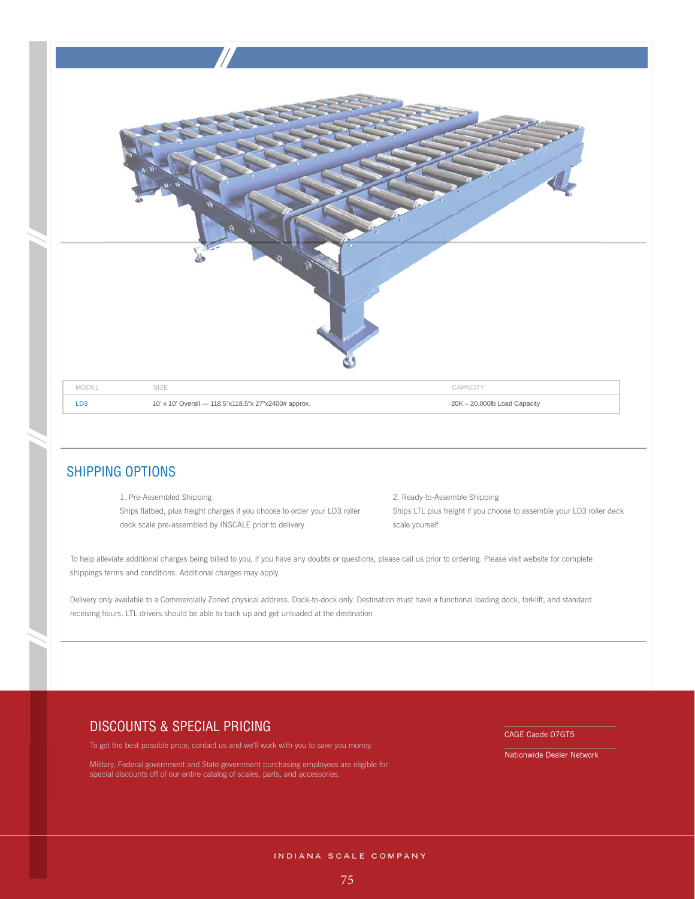| MODEL | SIZE | CAPACITY |
| --- | --- | --- |
| LD3 | 10' x 10' Overall — 118.5"x118.5"x 27"x2400# approx. | 20K – 20,000lb Load Capacity |

## SHIPPING OPTIONS

1. Pre-Assembled Shipping
Ships flatbed, plus freight charges if you choose to order your LD3 roller deck scale pre-assembled by INSCALE prior to delivery

2. Ready-to-Assemble Shipping
Ships LTL plus freight if you choose to assemble your LD3 roller deck scale yourself

To help alleviate additional charges being billed to you, if you have any doubts or questions, please call us prior to ordering. Please visit website for complete shippings terms and conditions. Additional charges may apply.

Delivery only available to a Commercially Zoned physical address. Dock-to-dock only. Destination must have a functional loading dock, forklift, and standard receiving hours. LTL drivers should be able to back up and get unloaded at the destination

## DISCOUNTS & SPECIAL PRICING

To get the best possible price, contact us and we'll work with you to save you money.

Military, Federal government and State government purchasing employees are eligible for special discounts off of our entire catalog of scales, parts, and accessories.

CAGE Caode 07GT5

Nationwide Dealer Network

INDIANA SCALE COMPANY